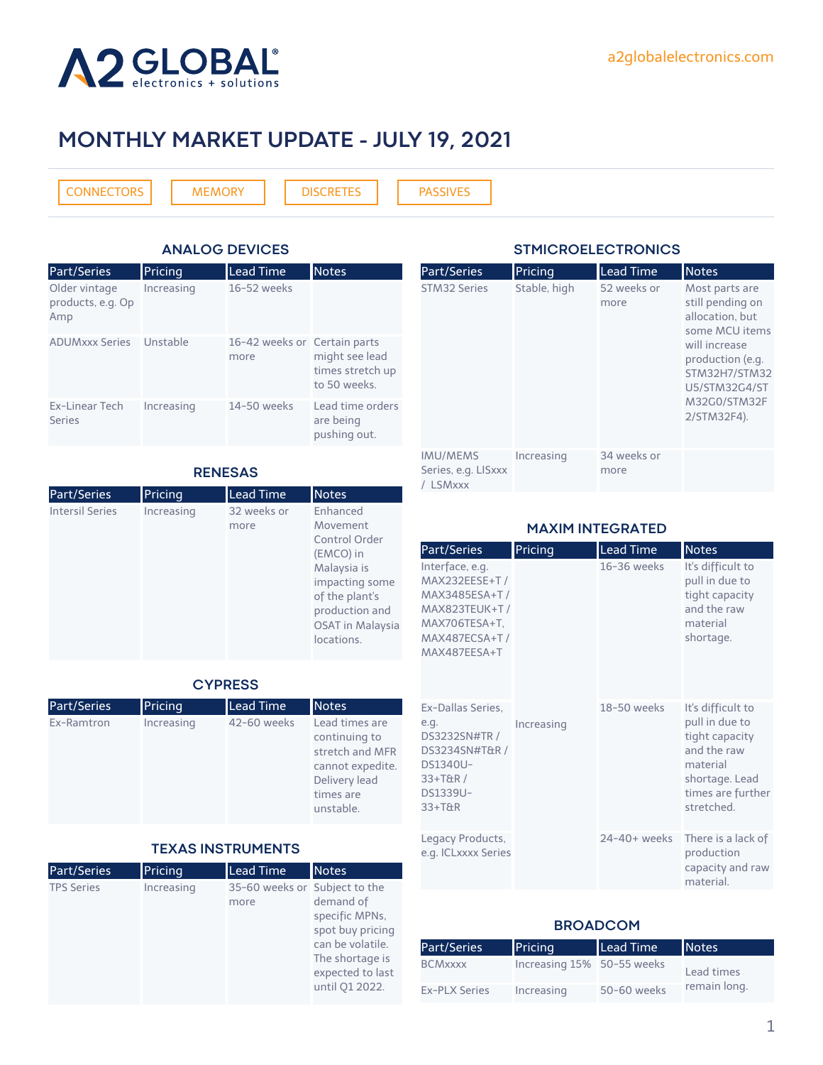# MONTHLY MARKET UPDATE - JULY 19, 2021

CONNECTORS | MEMORY | DISCRETES | PASSIVES

## ANALOG DEVICES

| Part/Series | Pricing | Lead Time | Notes |
|---|---|---|---|
| Older vintage products, e.g. Op Amp | Increasing | 16-52 weeks | |
| ADUMxxx Series | Unstable | 16-42 weeks or more | Certain parts might see lead times stretch up to 50 weeks. |
| Ex-Linear Tech Series | Increasing | 14-50 weeks | Lead time orders are being pushing out. |

## RENESAS

| Part/Series | Pricing | Lead Time | Notes |
|---|---|---|---|
| Intersil Series | Increasing | 32 weeks or more | Enhanced Movement Control Order (EMCO) in Malaysia is impacting some of the plant's production and OSAT in Malaysia locations. |

## CYPRESS

| Part/Series | Pricing | Lead Time | Notes |
|---|---|---|---|
| Ex-Ramtron | Increasing | 42-60 weeks | Lead times are continuing to stretch and MFR cannot expedite. Delivery lead times are unstable. |

## TEXAS INSTRUMENTS

| Part/Series | Pricing | Lead Time | Notes |
|---|---|---|---|
| TPS Series | Increasing | 35-60 weeks or more | Subject to the demand of specific MPNs, spot buy pricing can be volatile. The shortage is expected to last until Q1 2022. |

## STMICROELECTRONICS

| Part/Series | Pricing | Lead Time | Notes |
|---|---|---|---|
| STM32 Series | Stable, high | 52 weeks or more | Most parts are still pending on allocation, but some MCU items will increase production (e.g. STM32H7/STM32U5/STM32G4/STM32G0/STM32F2/STM32F4). |
| IMU/MEMS Series, e.g. LISxxx / LSMxxx | Increasing | 34 weeks or more | |

## MAXIM INTEGRATED

| Part/Series | Pricing | Lead Time | Notes |
|---|---|---|---|
| Interface, e.g. MAX232EESE+T / MAX3485ESA+T / MAX823TEUK+T / MAX706TESA+T, MAX487ECSA+T / MAX487EESA+T | Increasing | 16-36 weeks | It's difficult to pull in due to tight capacity and the raw material shortage. |
| Ex-Dallas Series, e.g. DS3232SN#TR / DS3234SN#T&R / DS1340U-33+T&R / DS1339U-33+T&R | Increasing | 18-50 weeks | It's difficult to pull in due to tight capacity and the raw material shortage. Lead times are further stretched. |
| Legacy Products, e.g. ICLxxxx Series | Increasing | 24-40+ weeks | There is a lack of production capacity and raw material. |

## BROADCOM

| Part/Series | Pricing | Lead Time | Notes |
|---|---|---|---|
| BCMxxxx | Increasing 15% | 50-55 weeks | Lead times remain long. |
| Ex-PLX Series | Increasing | 50-60 weeks | Lead times remain long. |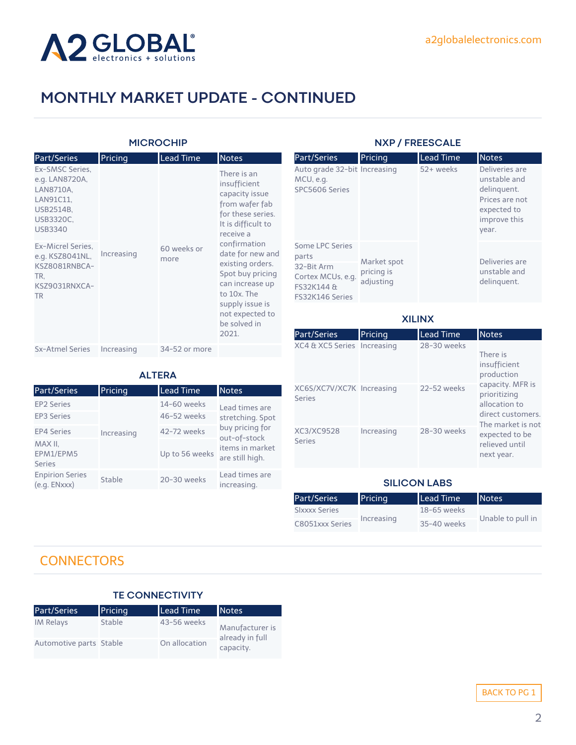# MONTHLY MARKET UPDATE - CONTINUED

### MICROCHIP

| Part/Series | Pricing | Lead Time | Notes |
|---|---|---|---|
| Ex-SMSC Series, e.g. LAN8720A, LAN8710A, LAN91C11, USB2514B, USB3320C, USB3340 | Increasing | 60 weeks or more | There is an insufficient capacity issue from wafer fab for these series. It is difficult to receive a confirmation date for new and existing orders. Spot buy pricing can increase up to 10x. The supply issue is not expected to be solved in 2021. |
| Ex-Micrel Series, e.g. KSZ8041NL, KSZ8081RNBCA-TR, KSZ9031RNXCA-TR | | | |
| Sx-Atmel Series | Increasing | 34-52 or more | |

### ALTERA

| Part/Series | Pricing | Lead Time | Notes |
|---|---|---|---|
| EP2 Series | Increasing | 14-60 weeks | Lead times are stretching. Spot buy pricing for out-of-stock items in market are still high. |
| EP3 Series | | 46-52 weeks | |
| EP4 Series | | 42-72 weeks | |
| MAX II, EPM1/EPM5 Series | | Up to 56 weeks | |
| Enpirion Series (e.g. ENxxx) | Stable | 20-30 weeks | Lead times are increasing. |

### NXP / FREESCALE

| Part/Series | Pricing | Lead Time | Notes |
|---|---|---|---|
| Auto grade 32-bit MCU, e.g. SPC5606 Series | Increasing | 52+ weeks | Deliveries are unstable and delinquent. Prices are not expected to improve this year. |
| Some LPC Series parts | Market spot pricing is adjusting | | Deliveries are unstable and delinquent. |
| 32-Bit Arm Cortex MCUs, e.g. FS32K144 & FS32K146 Series | | | |

### XILINX

| Part/Series | Pricing | Lead Time | Notes |
|---|---|---|---|
| XC4 & XC5 Series | Increasing | 28-30 weeks | There is insufficient production capacity. MFR is prioritizing allocation to direct customers. The market is not expected to be relieved until next year. |
| XC6S/XC7V/XC7K Series | Increasing | 22-52 weeks | |
| XC3/XC9528 Series | Increasing | 28-30 weeks | |

### SILICON LABS

| Part/Series | Pricing | Lead Time | Notes |
|---|---|---|---|
| SIxxxx Series | Increasing | 18-65 weeks | Unable to pull in |
| C8051xxx Series | | 35-40 weeks | |

## CONNECTORS

### TE CONNECTIVITY

| Part/Series | Pricing | Lead Time | Notes |
|---|---|---|---|
| IM Relays | Stable | 43-56 weeks | Manufacturer is already in full capacity. |
| Automotive parts | Stable | On allocation | |

BACK TO PG 1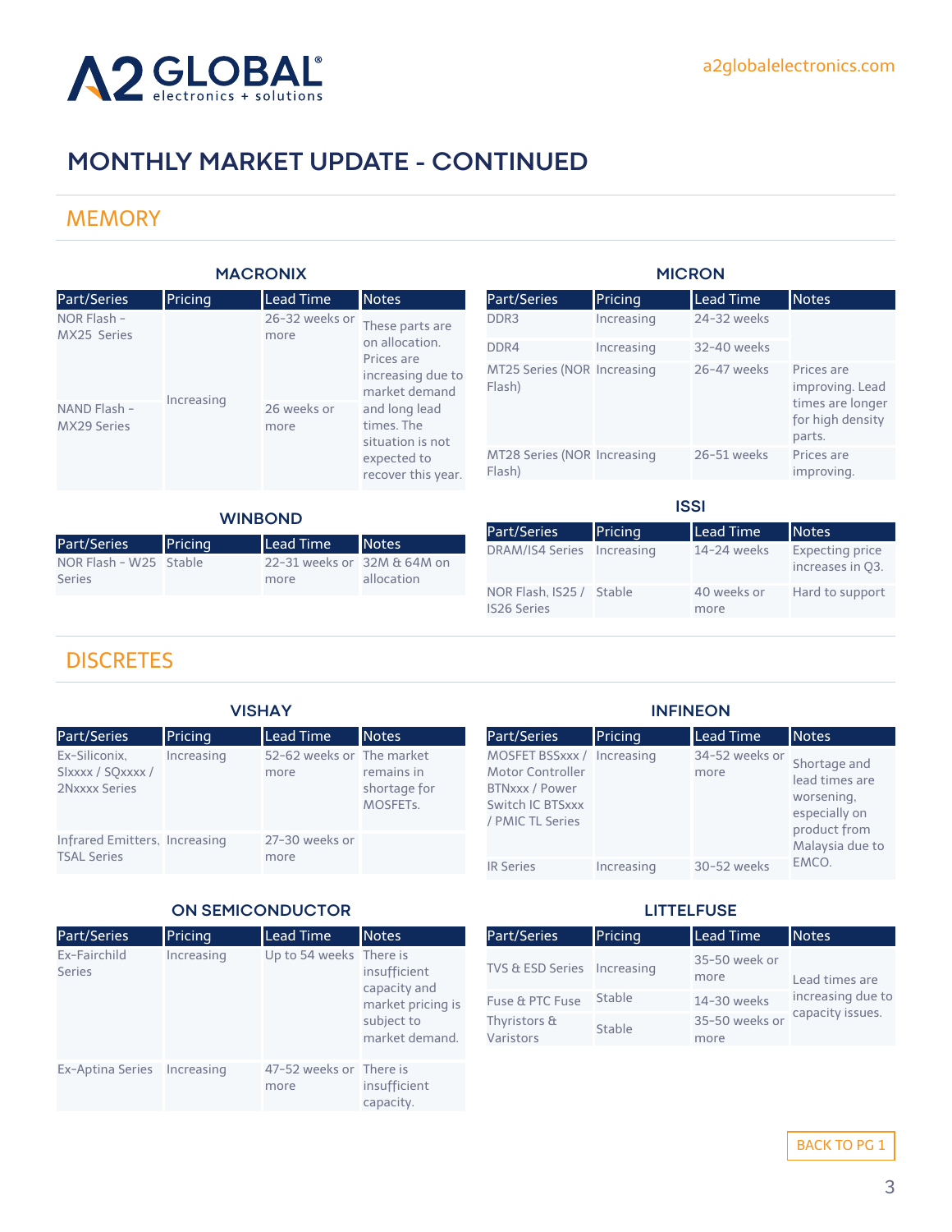# MONTHLY MARKET UPDATE - CONTINUED

## MEMORY

### MACRONIX

| Part/Series | Pricing | Lead Time | Notes |
|---|---|---|---|
| NOR Flash - MX25 Series | Increasing | 26-32 weeks or more | These parts are on allocation. Prices are increasing due to market demand and long lead times. The situation is not expected to recover this year. |
| NAND Flash - MX29 Series | | 26 weeks or more | |

### MICRON

| Part/Series | Pricing | Lead Time | Notes |
|---|---|---|---|
| DDR3 | Increasing | 24-32 weeks | |
| DDR4 | Increasing | 32-40 weeks | |
| MT25 Series (NOR Flash) | Increasing | 26-47 weeks | Prices are improving. Lead times are longer for high density parts. |
| MT28 Series (NOR Flash) | Increasing | 26-51 weeks | Prices are improving. |

### WINBOND

| Part/Series | Pricing | Lead Time | Notes |
|---|---|---|---|
| NOR Flash - W25 Series | Stable | 22-31 weeks or more | 32M & 64M on allocation |

### ISSI

| Part/Series | Pricing | Lead Time | Notes |
|---|---|---|---|
| DRAM/IS4 Series | Increasing | 14-24 weeks | Expecting price increases in Q3. |
| NOR Flash, IS25 / IS26 Series | Stable | 40 weeks or more | Hard to support |

## DISCRETES

### VISHAY

| Part/Series | Pricing | Lead Time | Notes |
|---|---|---|---|
| Ex-Siliconix, SIxxxx / SQxxxx / 2Nxxxx Series | Increasing | 52-62 weeks or more | The market remains in shortage for MOSFETs. |
| Infrared Emitters, TSAL Series | Increasing | 27-30 weeks or more | |

### INFINEON

| Part/Series | Pricing | Lead Time | Notes |
|---|---|---|---|
| MOSFET BSSxxx / Motor Controller BTNxxx / Power Switch IC BTSxxx / PMIC TL Series | Increasing | 34-52 weeks or more | Shortage and lead times are worsening, especially on product from Malaysia due to EMCO. |
| IR Series | Increasing | 30-52 weeks | |

### ON SEMICONDUCTOR

| Part/Series | Pricing | Lead Time | Notes |
|---|---|---|---|
| Ex-Fairchild Series | Increasing | Up to 54 weeks | There is insufficient capacity and market pricing is subject to market demand. |
| Ex-Aptina Series | Increasing | 47-52 weeks or more | There is insufficient capacity. |

### LITTELFUSE

| Part/Series | Pricing | Lead Time | Notes |
|---|---|---|---|
| TVS & ESD Series | Increasing | 35-50 week or more | Lead times are increasing due to capacity issues. |
| Fuse & PTC Fuse | Stable | 14-30 weeks | |
| Thyristors & Varistors | Stable | 35-50 weeks or more | |

BACK TO PG 1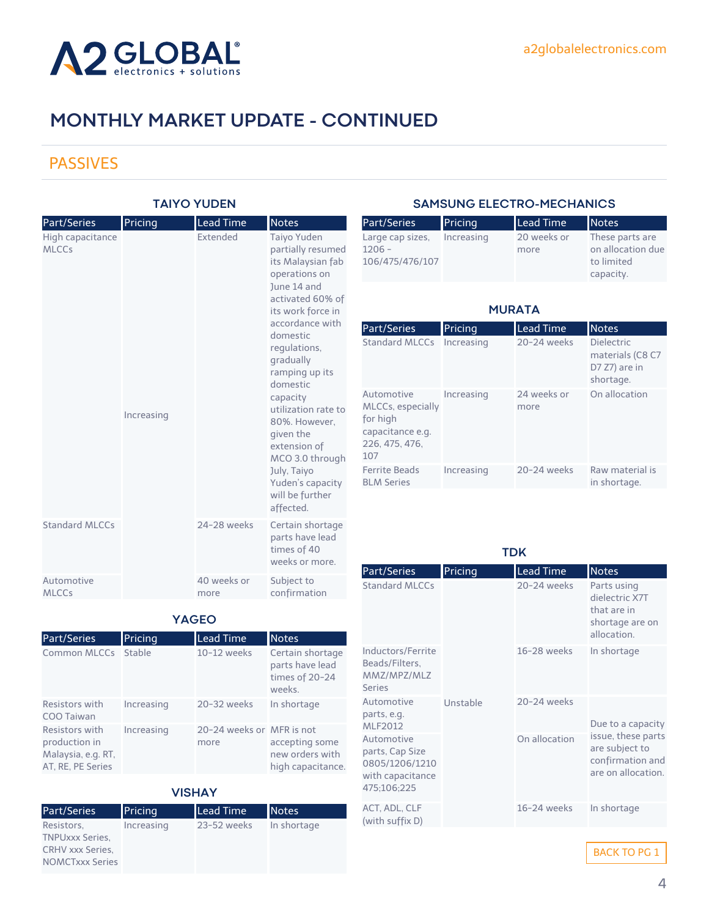# MONTHLY MARKET UPDATE - CONTINUED

## PASSIVES

### TAIYO YUDEN

| Part/Series | Pricing | Lead Time | Notes |
|---|---|---|---|
| High capacitance MLCCs | Increasing | Extended | Taiyo Yuden partially resumed its Malaysian fab operations on June 14 and activated 60% of its work force in accordance with domestic regulations, gradually ramping up its domestic capacity utilization rate to 80%. However, given the extension of MCO 3.0 through July, Taiyo Yuden's capacity will be further affected. |
| Standard MLCCs | | 24-28 weeks | Certain shortage parts have lead times of 40 weeks or more. |
| Automotive MLCCs | | 40 weeks or more | Subject to confirmation |

### YAGEO

| Part/Series | Pricing | Lead Time | Notes |
|---|---|---|---|
| Common MLCCs | Stable | 10-12 weeks | Certain shortage parts have lead times of 20-24 weeks. |
| Resistors with COO Taiwan | Increasing | 20-32 weeks | In shortage |
| Resistors with production in Malaysia, e.g. RT, AT, RE, PE Series | Increasing | 20-24 weeks or more | MFR is not accepting some new orders with high capacitance. |

### VISHAY

| Part/Series | Pricing | Lead Time | Notes |
|---|---|---|---|
| Resistors, TNPUxxx Series, CRHV xxx Series, NOMCTxxx Series | Increasing | 23-52 weeks | In shortage |

### SAMSUNG ELECTRO-MECHANICS

| Part/Series | Pricing | Lead Time | Notes |
|---|---|---|---|
| Large cap sizes, 1206 - 106/475/476/107 | Increasing | 20 weeks or more | These parts are on allocation due to limited capacity. |

### MURATA

| Part/Series | Pricing | Lead Time | Notes |
|---|---|---|---|
| Standard MLCCs | Increasing | 20-24 weeks | Dielectric materials (C8 C7 D7 Z7) are in shortage. |
| Automotive MLCCs, especially for high capacitance e.g. 226, 475, 476, 107 | Increasing | 24 weeks or more | On allocation |
| Ferrite Beads BLM Series | Increasing | 20-24 weeks | Raw material is in shortage. |

### TDK

| Part/Series | Pricing | Lead Time | Notes |
|---|---|---|---|
| Standard MLCCs | Unstable | 20-24 weeks | Parts using dielectric X7T that are in shortage are on allocation. |
| Inductors/Ferrite Beads/Filters, MMZ/MPZ/MLZ Series | | 16-28 weeks | In shortage |
| Automotive parts, e.g. MLF2012 | | 20-24 weeks | Due to a capacity issue, these parts are subject to confirmation and are on allocation. |
| Automotive parts, Cap Size 0805/1206/1210 with capacitance 475;106;225 | | On allocation | |
| ACT, ADL, CLF (with suffix D) | | 16-24 weeks | In shortage |

BACK TO PG 1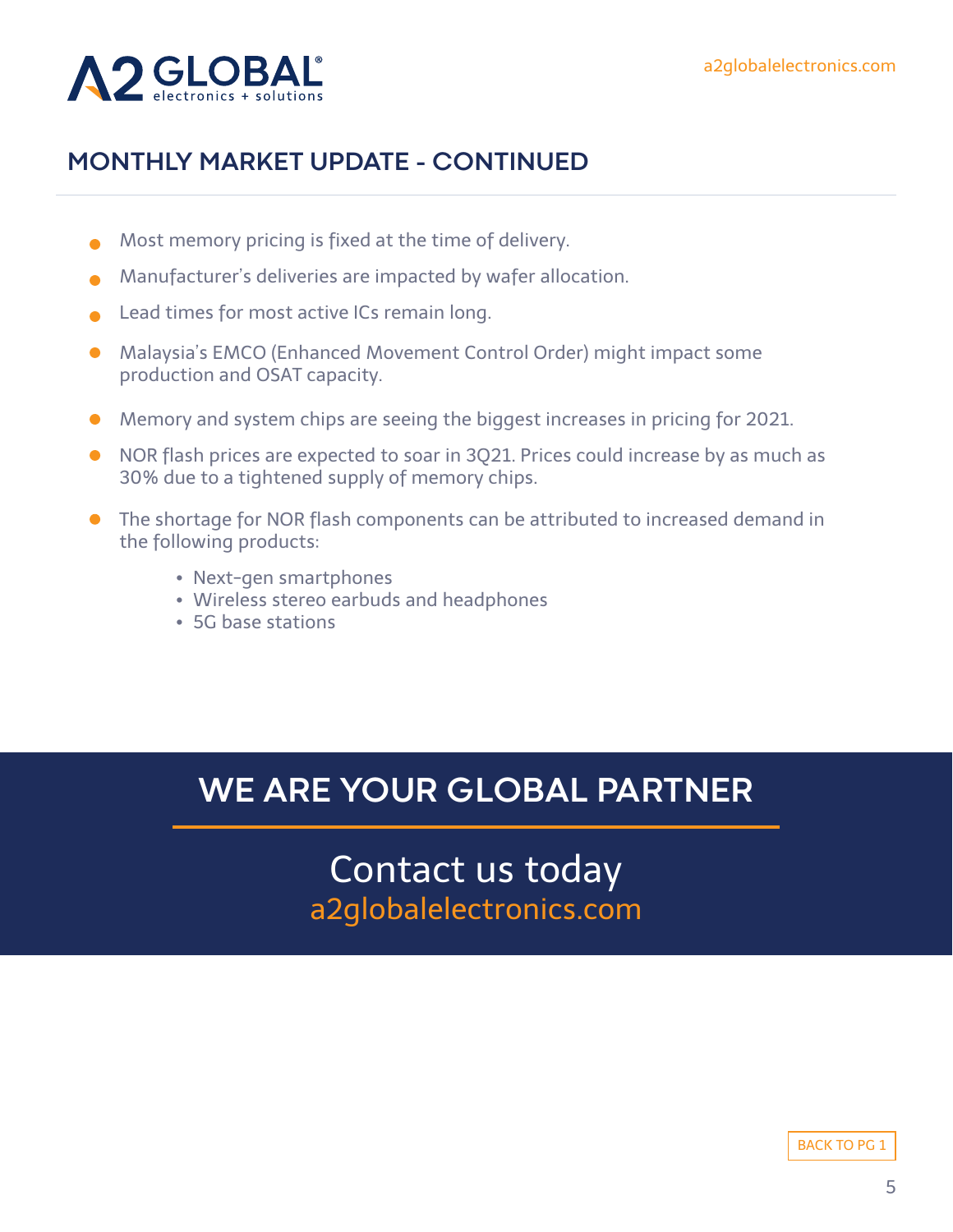## MONTHLY MARKET UPDATE - CONTINUED

- Most memory pricing is fixed at the time of delivery.
- Manufacturer's deliveries are impacted by wafer allocation.
- Lead times for most active ICs remain long.
- Malaysia's EMCO (Enhanced Movement Control Order) might impact some production and OSAT capacity.
- Memory and system chips are seeing the biggest increases in pricing for 2021.
- NOR flash prices are expected to soar in 3Q21. Prices could increase by as much as 30% due to a tightened supply of memory chips.
- The shortage for NOR flash components can be attributed to increased demand in the following products:
    - Next-gen smartphones
    - Wireless stereo earbuds and headphones
    - 5G base stations

## WE ARE YOUR GLOBAL PARTNER

Contact us today
a2globalelectronics.com

BACK TO PG 1